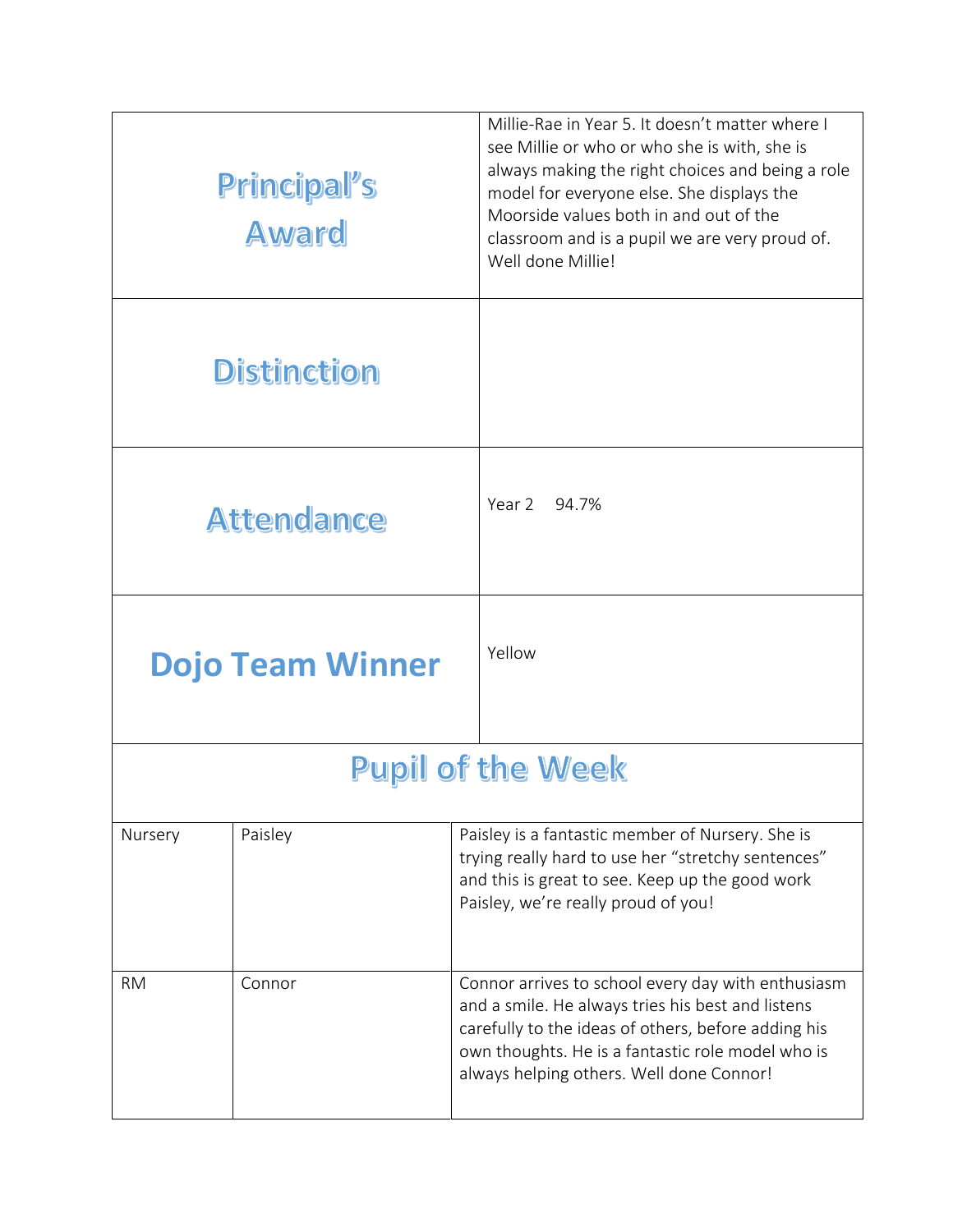| | |
|---|---|
| **Principal's Award** | Millie-Rae in Year 5. It doesn't matter where I see Millie or who or who she is with, she is always making the right choices and being a role model for everyone else. She displays the Moorside values both in and out of the classroom and is a pupil we are very proud of. Well done Millie! |
| **Distinction** | |
| **Attendance** | Year 2 94.7% |
| **Dojo Team Winner** | Yellow |

## Pupil of the Week

| | | |
|---|---|---|
| Nursery | Paisley | Paisley is a fantastic member of Nursery. She is trying really hard to use her "stretchy sentences" and this is great to see. Keep up the good work Paisley, we're really proud of you! |
| RM | Connor | Connor arrives to school every day with enthusiasm and a smile. He always tries his best and listens carefully to the ideas of others, before adding his own thoughts. He is a fantastic role model who is always helping others. Well done Connor! |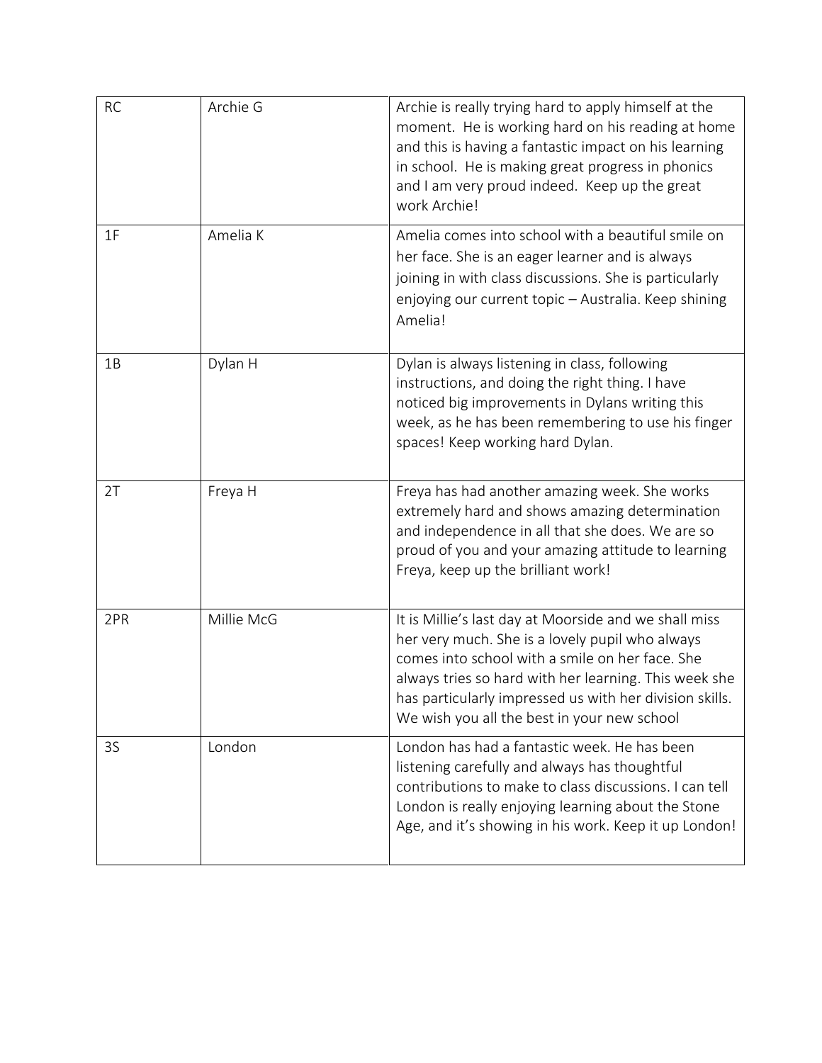| | | |
|---|---|---|
| RC | Archie G | Archie is really trying hard to apply himself at the moment.  He is working hard on his reading at home and this is having a fantastic impact on his learning in school.  He is making great progress in phonics and I am very proud indeed.  Keep up the great work Archie! |
| 1F | Amelia K | Amelia comes into school with a beautiful smile on her face. She is an eager learner and is always joining in with class discussions. She is particularly enjoying our current topic – Australia. Keep shining Amelia! |
| 1B | Dylan H | Dylan is always listening in class, following instructions, and doing the right thing. I have noticed big improvements in Dylans writing this week, as he has been remembering to use his finger spaces! Keep working hard Dylan. |
| 2T | Freya H | Freya has had another amazing week. She works extremely hard and shows amazing determination and independence in all that she does. We are so proud of you and your amazing attitude to learning Freya, keep up the brilliant work! |
| 2PR | Millie McG | It is Millie's last day at Moorside and we shall miss her very much. She is a lovely pupil who always comes into school with a smile on her face. She always tries so hard with her learning. This week she has particularly impressed us with her division skills. We wish you all the best in your new school |
| 3S | London | London has had a fantastic week. He has been listening carefully and always has thoughtful contributions to make to class discussions. I can tell London is really enjoying learning about the Stone Age, and it's showing in his work. Keep it up London! |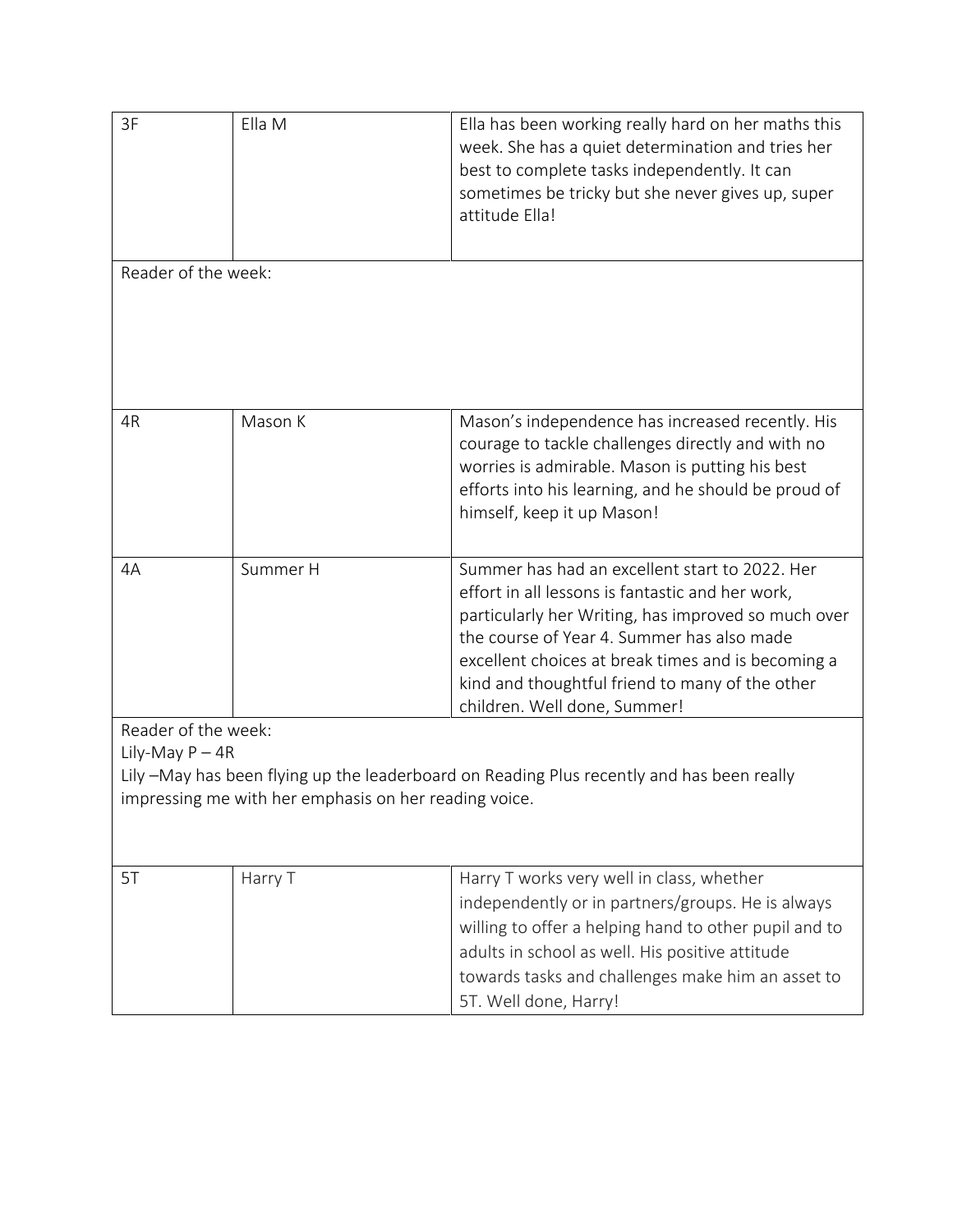| | | |
|---|---|---|
| 3F | Ella M | Ella has been working really hard on her maths this week. She has a quiet determination and tries her best to complete tasks independently. It can sometimes be tricky but she never gives up, super attitude Ella! |
| Reader of the week: | | |
| 4R | Mason K | Mason's independence has increased recently. His courage to tackle challenges directly and with no worries is admirable. Mason is putting his best efforts into his learning, and he should be proud of himself, keep it up Mason! |
| 4A | Summer H | Summer has had an excellent start to 2022. Her effort in all lessons is fantastic and her work, particularly her Writing, has improved so much over the course of Year 4. Summer has also made excellent choices at break times and is becoming a kind and thoughtful friend to many of the other children. Well done, Summer! |
| Reader of the week:<br>Lily-May P – 4R<br>Lily –May has been flying up the leaderboard on Reading Plus recently and has been really impressing me with her emphasis on her reading voice. | | |
| 5T | Harry T | Harry T works very well in class, whether independently or in partners/groups. He is always willing to offer a helping hand to other pupil and to adults in school as well. His positive attitude towards tasks and challenges make him an asset to 5T. Well done, Harry! |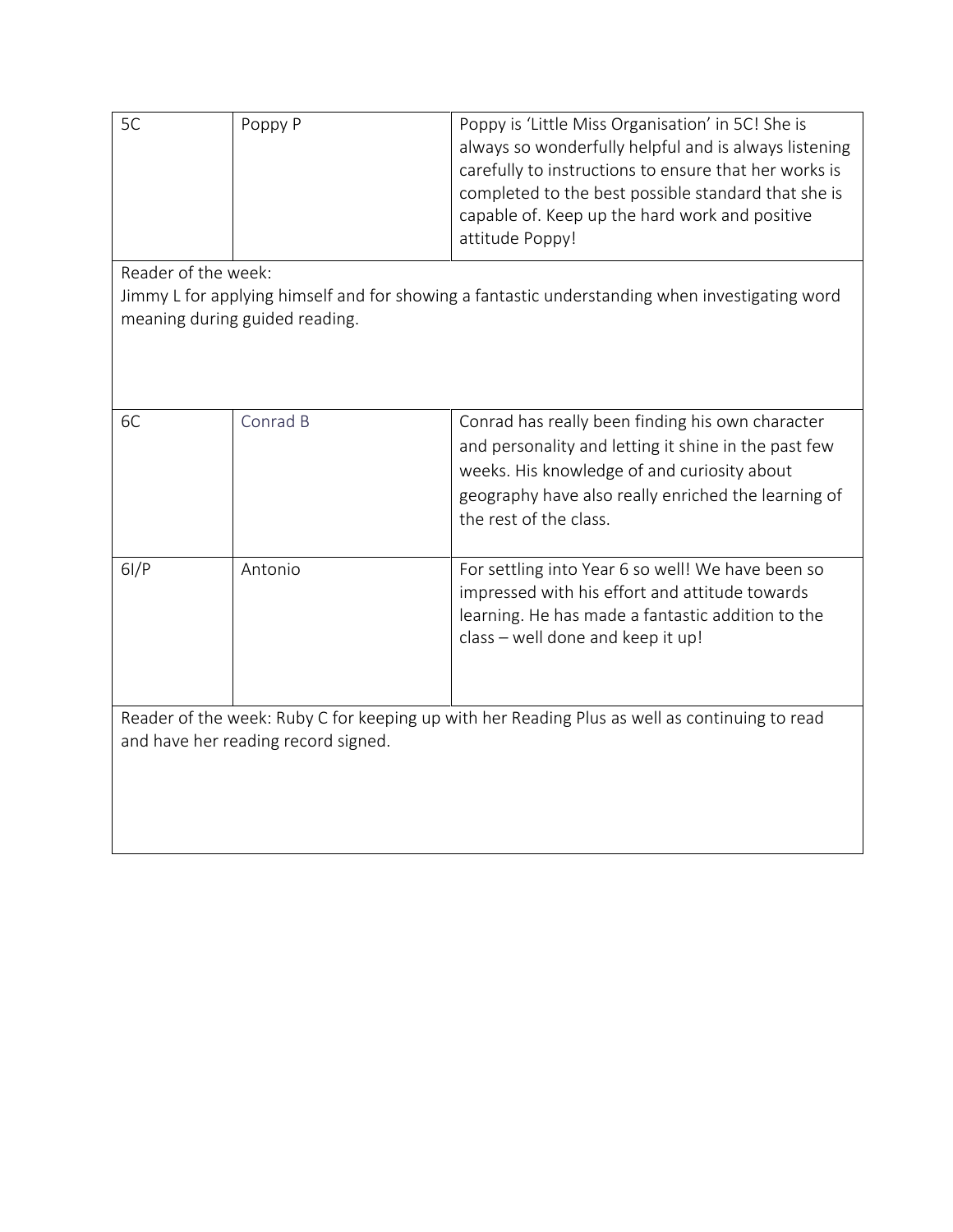| | | |
|---|---|---|
| 5C | Poppy P | Poppy is 'Little Miss Organisation' in 5C! She is always so wonderfully helpful and is always listening carefully to instructions to ensure that her works is completed to the best possible standard that she is capable of. Keep up the hard work and positive attitude Poppy! |
| Reader of the week:<br>Jimmy L for applying himself and for showing a fantastic understanding when investigating word meaning during guided reading. | | |
| 6C | Conrad B | Conrad has really been finding his own character and personality and letting it shine in the past few weeks. His knowledge of and curiosity about geography have also really enriched the learning of the rest of the class. |
| 6I/P | Antonio | For settling into Year 6 so well! We have been so impressed with his effort and attitude towards learning. He has made a fantastic addition to the class – well done and keep it up! |
| Reader of the week: Ruby C for keeping up with her Reading Plus as well as continuing to read and have her reading record signed. | | |